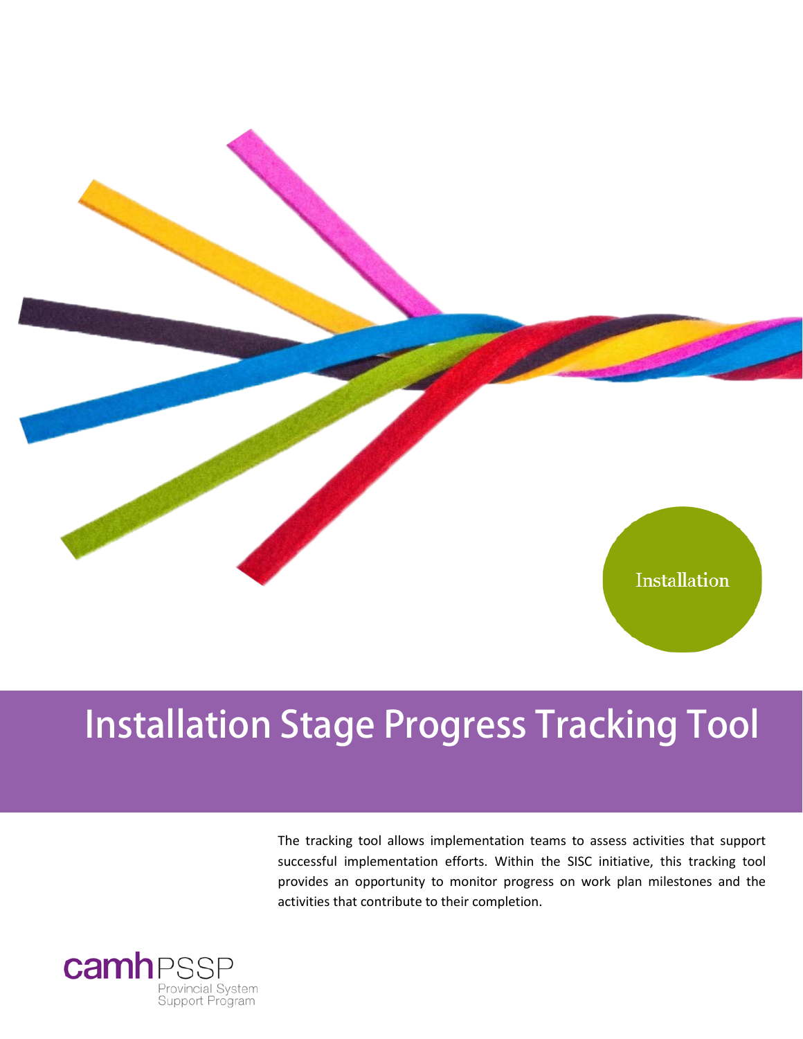Installation

# Installation Stage Progress Tracking Tool

The tracking tool allows implementation teams to assess activities that support successful implementation efforts. Within the SISC initiative, this tracking tool provides an opportunity to monitor progress on work plan milestones and the activities that contribute to their completion.

camhPSSP
Provincial System
Support Program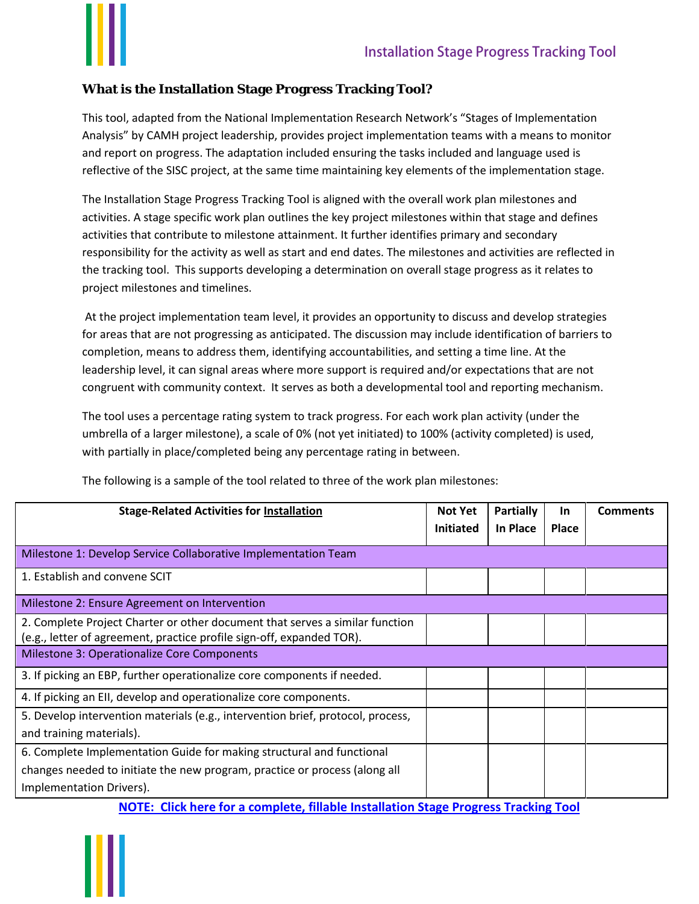## What is the Installation Stage Progress Tracking Tool?

This tool, adapted from the National Implementation Research Network's "Stages of Implementation Analysis" by CAMH project leadership, provides project implementation teams with a means to monitor and report on progress. The adaptation included ensuring the tasks included and language used is reflective of the SISC project, at the same time maintaining key elements of the implementation stage.

The Installation Stage Progress Tracking Tool is aligned with the overall work plan milestones and activities. A stage specific work plan outlines the key project milestones within that stage and defines activities that contribute to milestone attainment. It further identifies primary and secondary responsibility for the activity as well as start and end dates. The milestones and activities are reflected in the tracking tool. This supports developing a determination on overall stage progress as it relates to project milestones and timelines.

At the project implementation team level, it provides an opportunity to discuss and develop strategies for areas that are not progressing as anticipated. The discussion may include identification of barriers to completion, means to address them, identifying accountabilities, and setting a time line. At the leadership level, it can signal areas where more support is required and/or expectations that are not congruent with community context. It serves as both a developmental tool and reporting mechanism.

The tool uses a percentage rating system to track progress. For each work plan activity (under the umbrella of a larger milestone), a scale of 0% (not yet initiated) to 100% (activity completed) is used, with partially in place/completed being any percentage rating in between.

The following is a sample of the tool related to three of the work plan milestones:

| Stage-Related Activities for Installation | Not Yet Initiated | Partially In Place | In Place | Comments |
|---|---|---|---|---|
| Milestone 1: Develop Service Collaborative Implementation Team | | | | |
| 1. Establish and convene SCIT | | | | |
| Milestone 2: Ensure Agreement on Intervention | | | | |
| 2. Complete Project Charter or other document that serves a similar function (e.g., letter of agreement, practice profile sign-off, expanded TOR). | | | | |
| Milestone 3: Operationalize Core Components | | | | |
| 3. If picking an EBP, further operationalize core components if needed. | | | | |
| 4. If picking an EII, develop and operationalize core components. | | | | |
| 5. Develop intervention materials (e.g., intervention brief, protocol, process, and training materials). | | | | |
| 6. Complete Implementation Guide for making structural and functional changes needed to initiate the new program, practice or process (along all Implementation Drivers). | | | | |

**NOTE: Click here for a complete, fillable Installation Stage Progress Tracking Tool**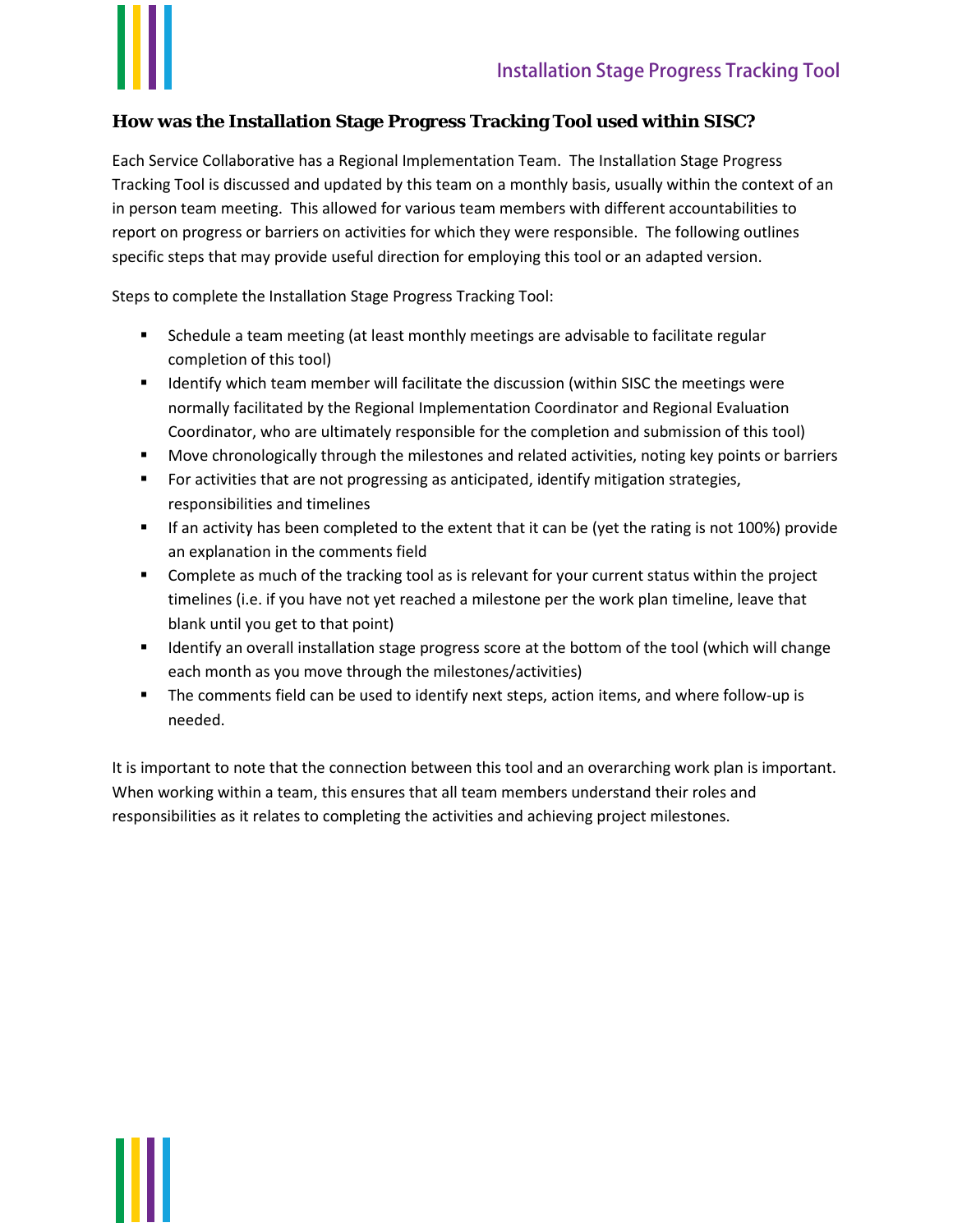## How was the Installation Stage Progress Tracking Tool used within SISC?

Each Service Collaborative has a Regional Implementation Team. The Installation Stage Progress Tracking Tool is discussed and updated by this team on a monthly basis, usually within the context of an in person team meeting. This allowed for various team members with different accountabilities to report on progress or barriers on activities for which they were responsible. The following outlines specific steps that may provide useful direction for employing this tool or an adapted version.

Steps to complete the Installation Stage Progress Tracking Tool:

- Schedule a team meeting (at least monthly meetings are advisable to facilitate regular completion of this tool)
- Identify which team member will facilitate the discussion (within SISC the meetings were normally facilitated by the Regional Implementation Coordinator and Regional Evaluation Coordinator, who are ultimately responsible for the completion and submission of this tool)
- Move chronologically through the milestones and related activities, noting key points or barriers
- For activities that are not progressing as anticipated, identify mitigation strategies, responsibilities and timelines
- If an activity has been completed to the extent that it can be (yet the rating is not 100%) provide an explanation in the comments field
- Complete as much of the tracking tool as is relevant for your current status within the project timelines (i.e. if you have not yet reached a milestone per the work plan timeline, leave that blank until you get to that point)
- Identify an overall installation stage progress score at the bottom of the tool (which will change each month as you move through the milestones/activities)
- The comments field can be used to identify next steps, action items, and where follow-up is needed.

It is important to note that the connection between this tool and an overarching work plan is important. When working within a team, this ensures that all team members understand their roles and responsibilities as it relates to completing the activities and achieving project milestones.